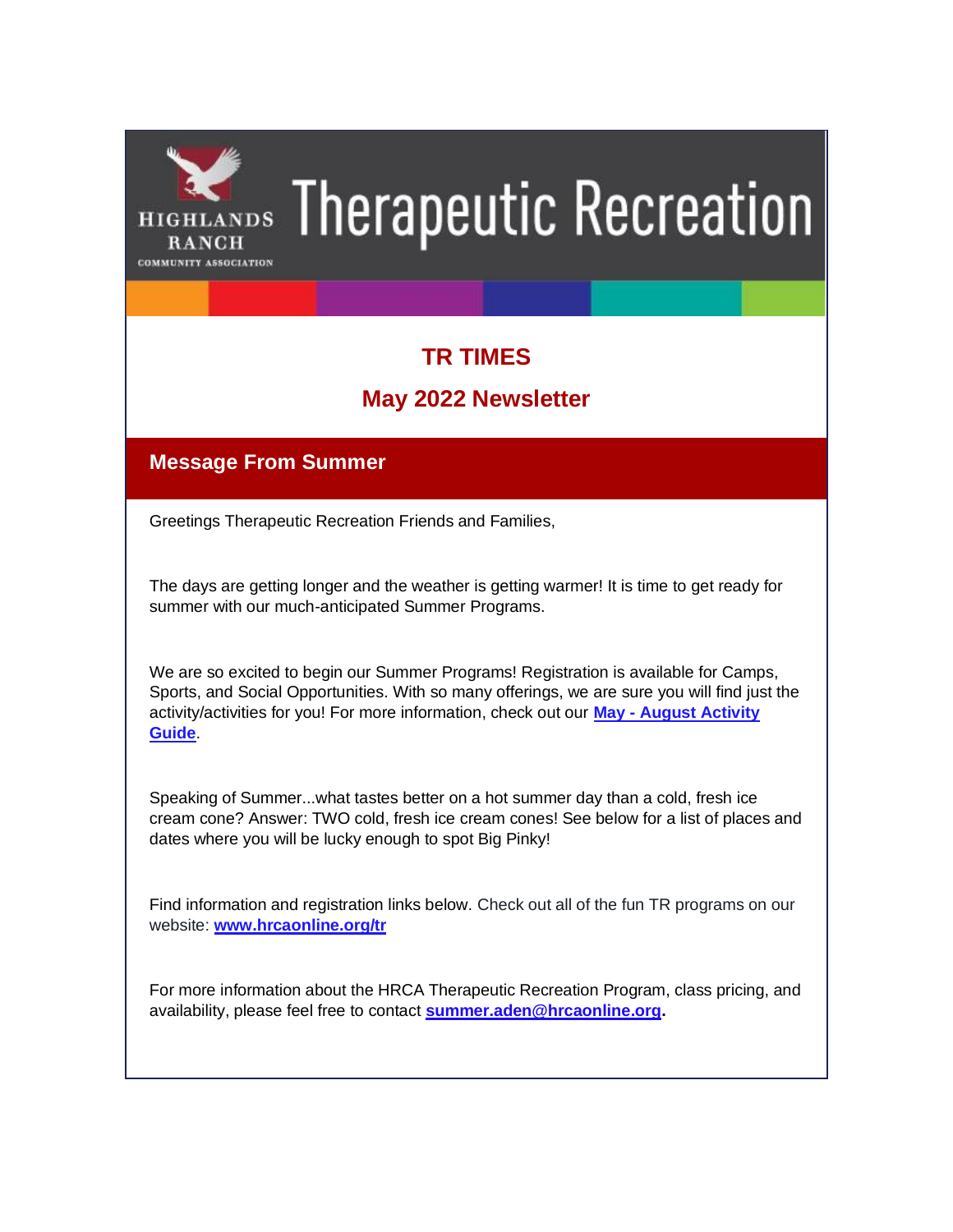HIGHLANDS RANCH COMMUNITY ASSOCIATION

# Therapeutic Recreation

## TR TIMES

## May 2022 Newsletter

### Message From Summer

Greetings Therapeutic Recreation Friends and Families,

The days are getting longer and the weather is getting warmer! It is time to get ready for summer with our much-anticipated Summer Programs.

We are so excited to begin our Summer Programs! Registration is available for Camps, Sports, and Social Opportunities. With so many offerings, we are sure you will find just the activity/activities for you! For more information, check out our **May - August Activity Guide**.

Speaking of Summer...what tastes better on a hot summer day than a cold, fresh ice cream cone? Answer: TWO cold, fresh ice cream cones! See below for a list of places and dates where you will be lucky enough to spot Big Pinky!

Find information and registration links below. Check out all of the fun TR programs on our website: **www.hrcaonline.org/tr**

For more information about the HRCA Therapeutic Recreation Program, class pricing, and availability, please feel free to contact **summer.aden@hrcaonline.org.**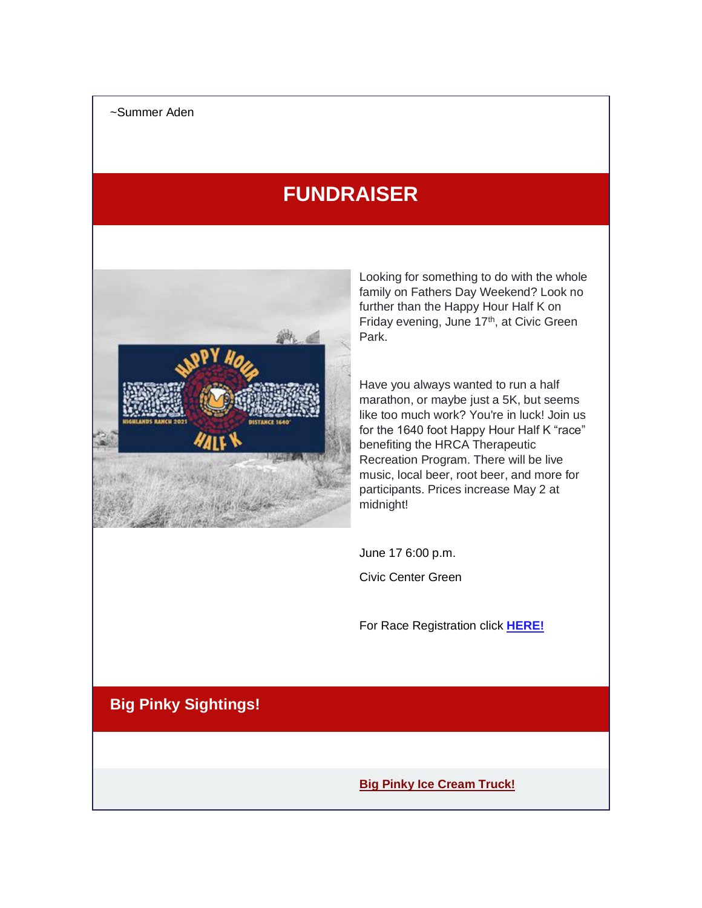~Summer Aden

# FUNDRAISER

Looking for something to do with the whole family on Fathers Day Weekend? Look no further than the Happy Hour Half K on Friday evening, June 17th, at Civic Green Park.

Have you always wanted to run a half marathon, or maybe just a 5K, but seems like too much work? You're in luck! Join us for the 1640 foot Happy Hour Half K "race" benefiting the HRCA Therapeutic Recreation Program. There will be live music, local beer, root beer, and more for participants. Prices increase May 2 at midnight!

June 17 6:00 p.m.

Civic Center Green

For Race Registration click **HERE!**

## Big Pinky Sightings!

**Big Pinky Ice Cream Truck!**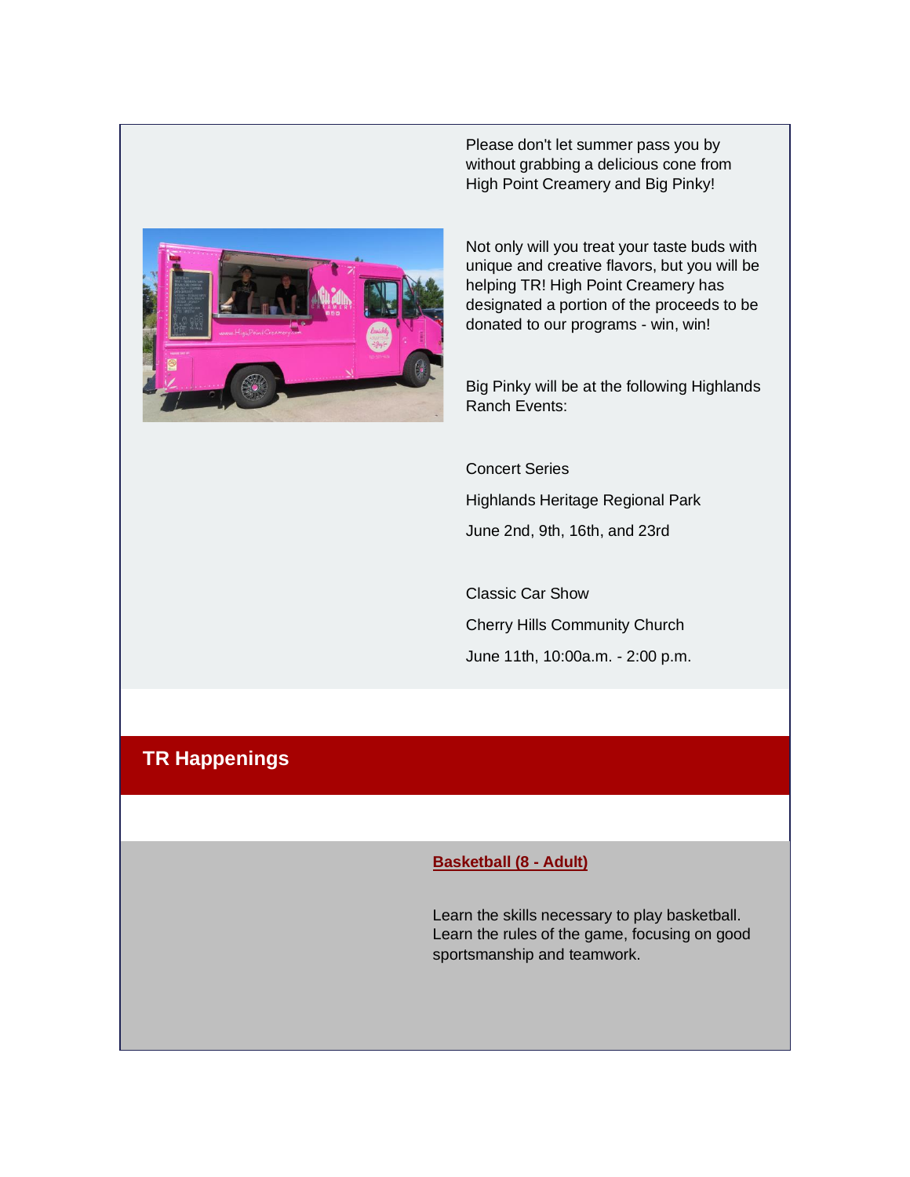Please don't let summer pass you by without grabbing a delicious cone from High Point Creamery and Big Pinky!

Not only will you treat your taste buds with unique and creative flavors, but you will be helping TR! High Point Creamery has designated a portion of the proceeds to be donated to our programs - win, win!

Big Pinky will be at the following Highlands Ranch Events:

Concert Series

Highlands Heritage Regional Park

June 2nd, 9th, 16th, and 23rd

Classic Car Show

Cherry Hills Community Church

June 11th, 10:00a.m. - 2:00 p.m.

## TR Happenings

**Basketball (8 - Adult)**

Learn the skills necessary to play basketball. Learn the rules of the game, focusing on good sportsmanship and teamwork.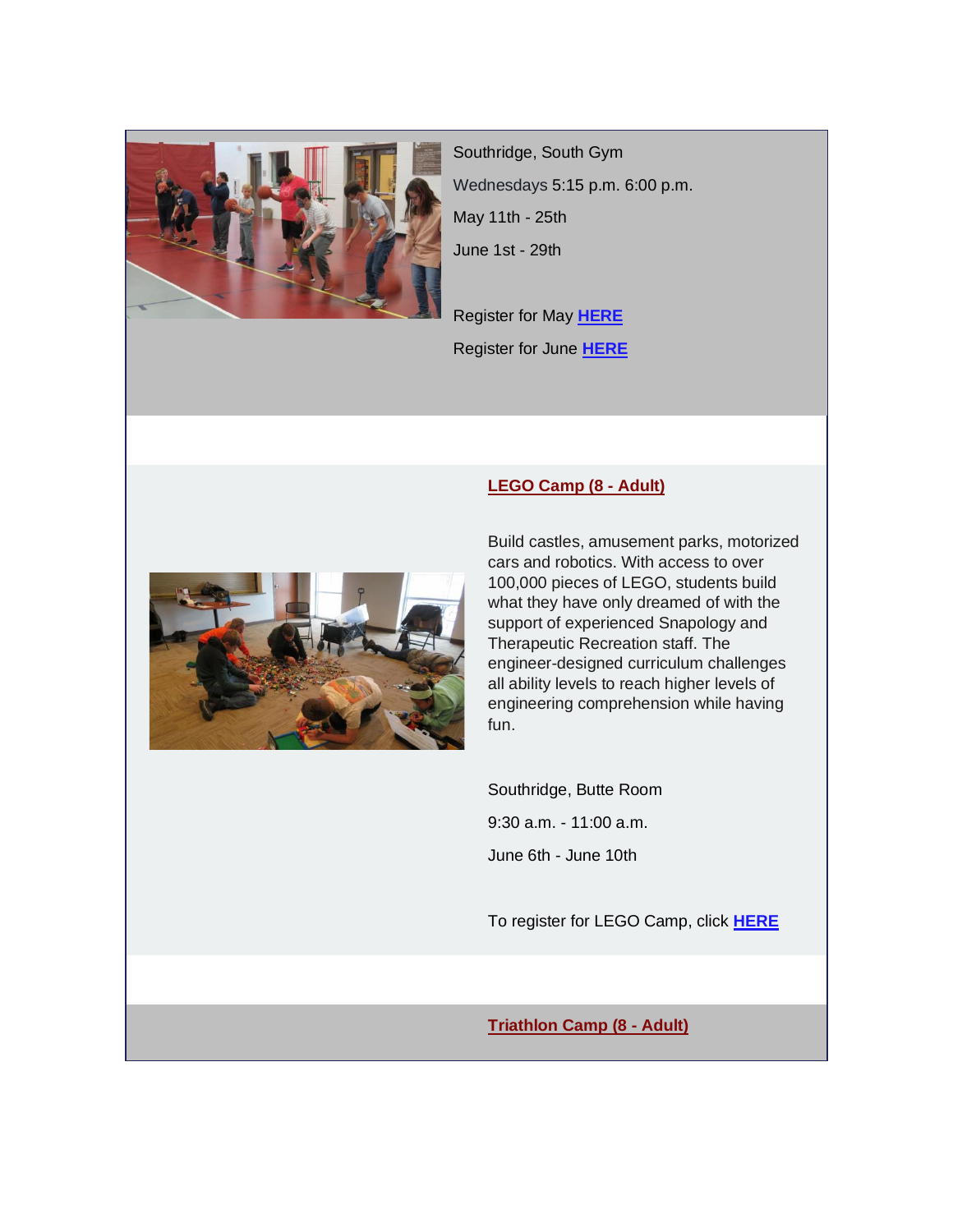Southridge, South Gym

Wednesdays 5:15 p.m. 6:00 p.m.

May 11th - 25th

June 1st - 29th

Register for May **HERE**

Register for June **HERE**

## LEGO Camp (8 - Adult)

Build castles, amusement parks, motorized cars and robotics. With access to over 100,000 pieces of LEGO, students build what they have only dreamed of with the support of experienced Snapology and Therapeutic Recreation staff. The engineer-designed curriculum challenges all ability levels to reach higher levels of engineering comprehension while having fun.

Southridge, Butte Room

9:30 a.m. - 11:00 a.m.

June 6th - June 10th

To register for LEGO Camp, click **HERE**

## Triathlon Camp (8 - Adult)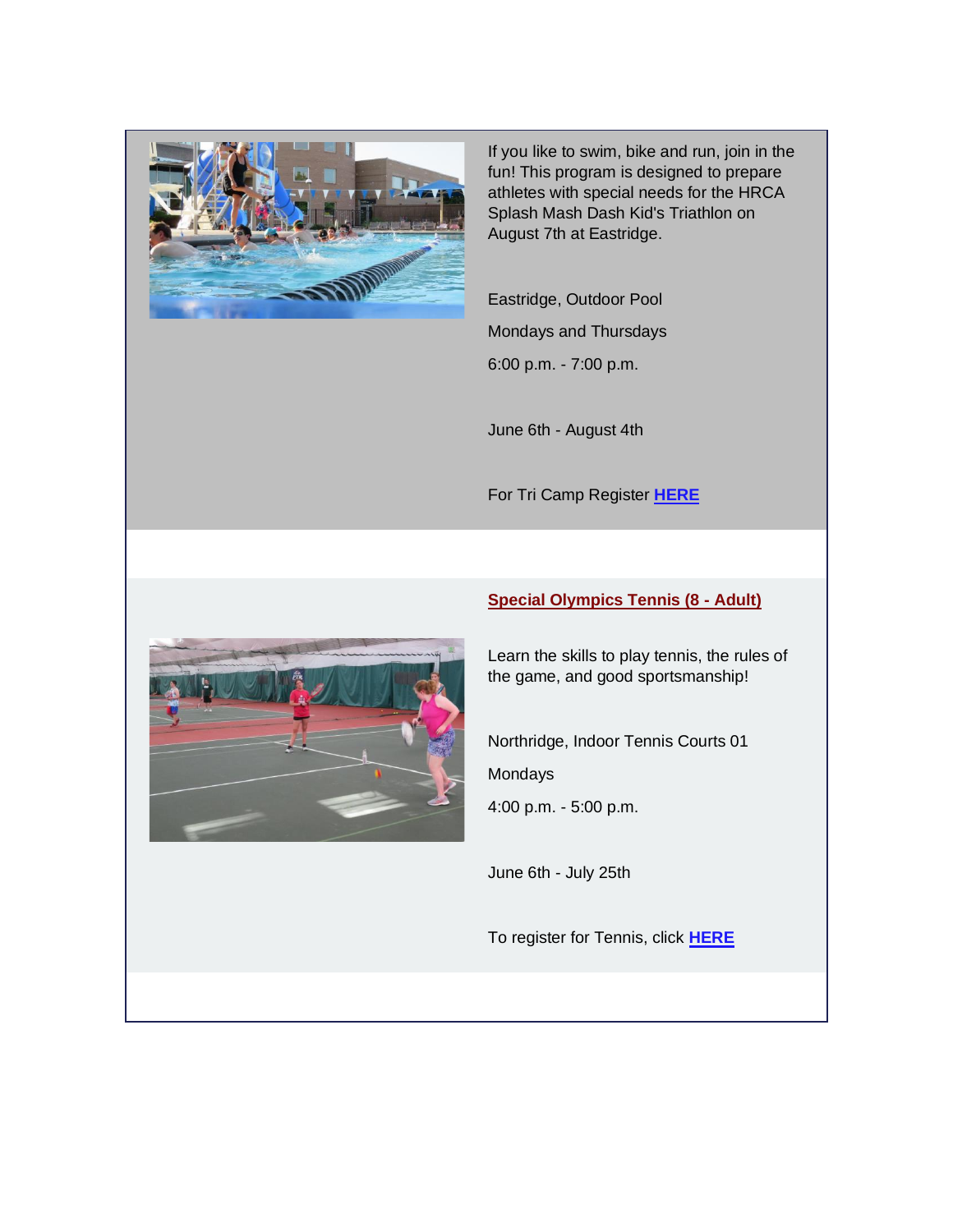If you like to swim, bike and run, join in the fun! This program is designed to prepare athletes with special needs for the HRCA Splash Mash Dash Kid's Triathlon on August 7th at Eastridge.

Eastridge, Outdoor Pool

Mondays and Thursdays

6:00 p.m. - 7:00 p.m.

June 6th - August 4th

For Tri Camp Register **HERE**

## Special Olympics Tennis (8 - Adult)

Learn the skills to play tennis, the rules of the game, and good sportsmanship!

Northridge, Indoor Tennis Courts 01

Mondays

4:00 p.m. - 5:00 p.m.

June 6th - July 25th

To register for Tennis, click **HERE**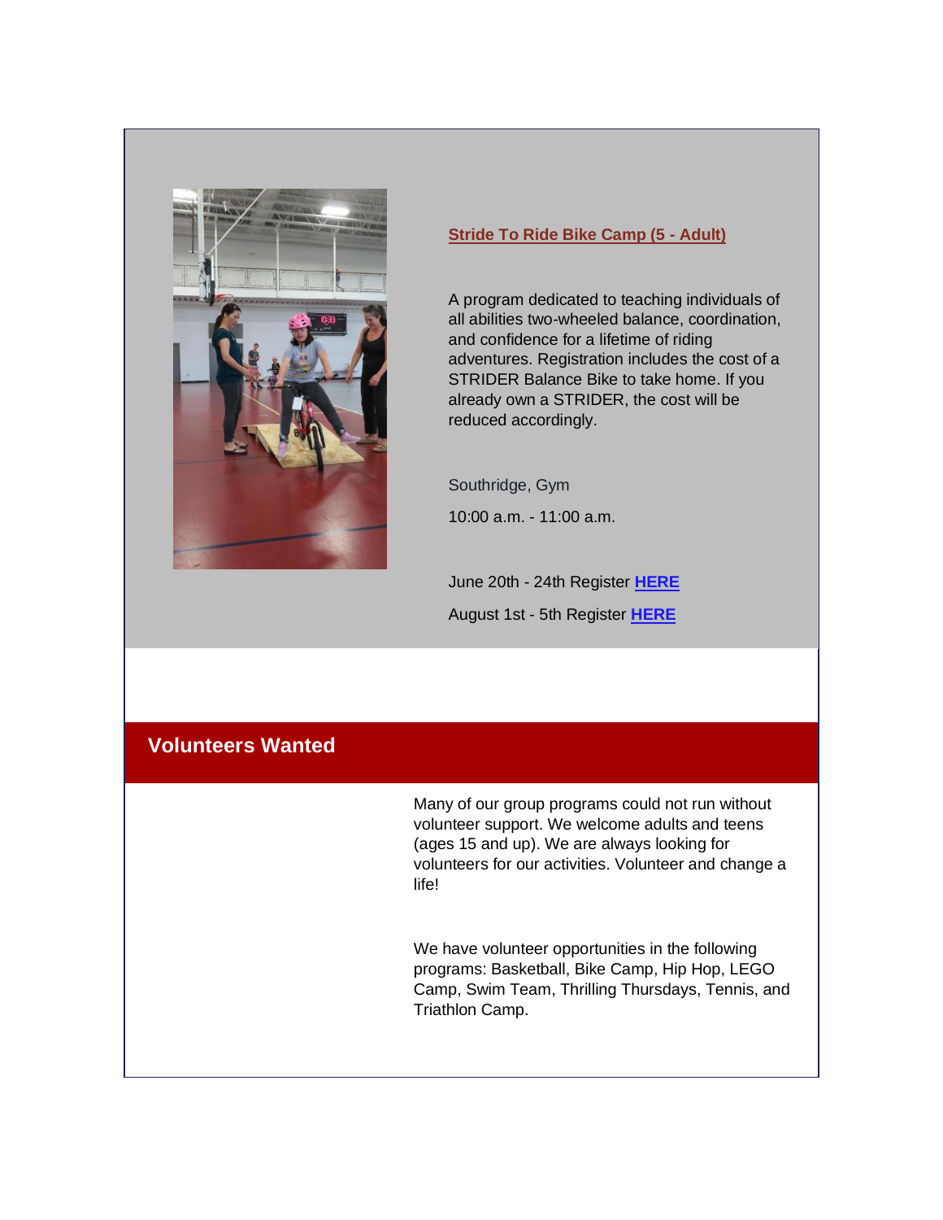### Stride To Ride Bike Camp (5 - Adult)

A program dedicated to teaching individuals of all abilities two-wheeled balance, coordination, and confidence for a lifetime of riding adventures. Registration includes the cost of a STRIDER Balance Bike to take home. If you already own a STRIDER, the cost will be reduced accordingly.

Southridge, Gym

10:00 a.m. - 11:00 a.m.

June 20th - 24th Register **HERE**

August 1st - 5th Register **HERE**

## Volunteers Wanted

Many of our group programs could not run without volunteer support. We welcome adults and teens (ages 15 and up). We are always looking for volunteers for our activities. Volunteer and change a life!

We have volunteer opportunities in the following programs: Basketball, Bike Camp, Hip Hop, LEGO Camp, Swim Team, Thrilling Thursdays, Tennis, and Triathlon Camp.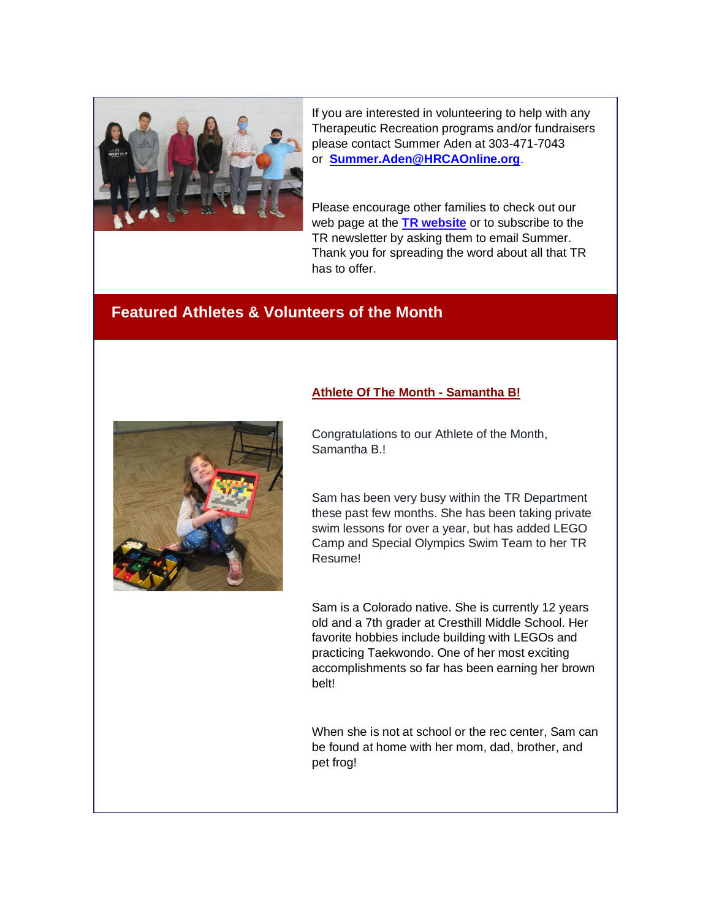If you are interested in volunteering to help with any Therapeutic Recreation programs and/or fundraisers please contact Summer Aden at 303-471-7043 or **Summer.Aden@HRCAOnline.org**.

Please encourage other families to check out our web page at the **TR website** or to subscribe to the TR newsletter by asking them to email Summer. Thank you for spreading the word about all that TR has to offer.

## Featured Athletes & Volunteers of the Month

### Athlete Of The Month - Samantha B!

Congratulations to our Athlete of the Month, Samantha B.!

Sam has been very busy within the TR Department these past few months. She has been taking private swim lessons for over a year, but has added LEGO Camp and Special Olympics Swim Team to her TR Resume!

Sam is a Colorado native. She is currently 12 years old and a 7th grader at Cresthill Middle School. Her favorite hobbies include building with LEGOs and practicing Taekwondo. One of her most exciting accomplishments so far has been earning her brown belt!

When she is not at school or the rec center, Sam can be found at home with her mom, dad, brother, and pet frog!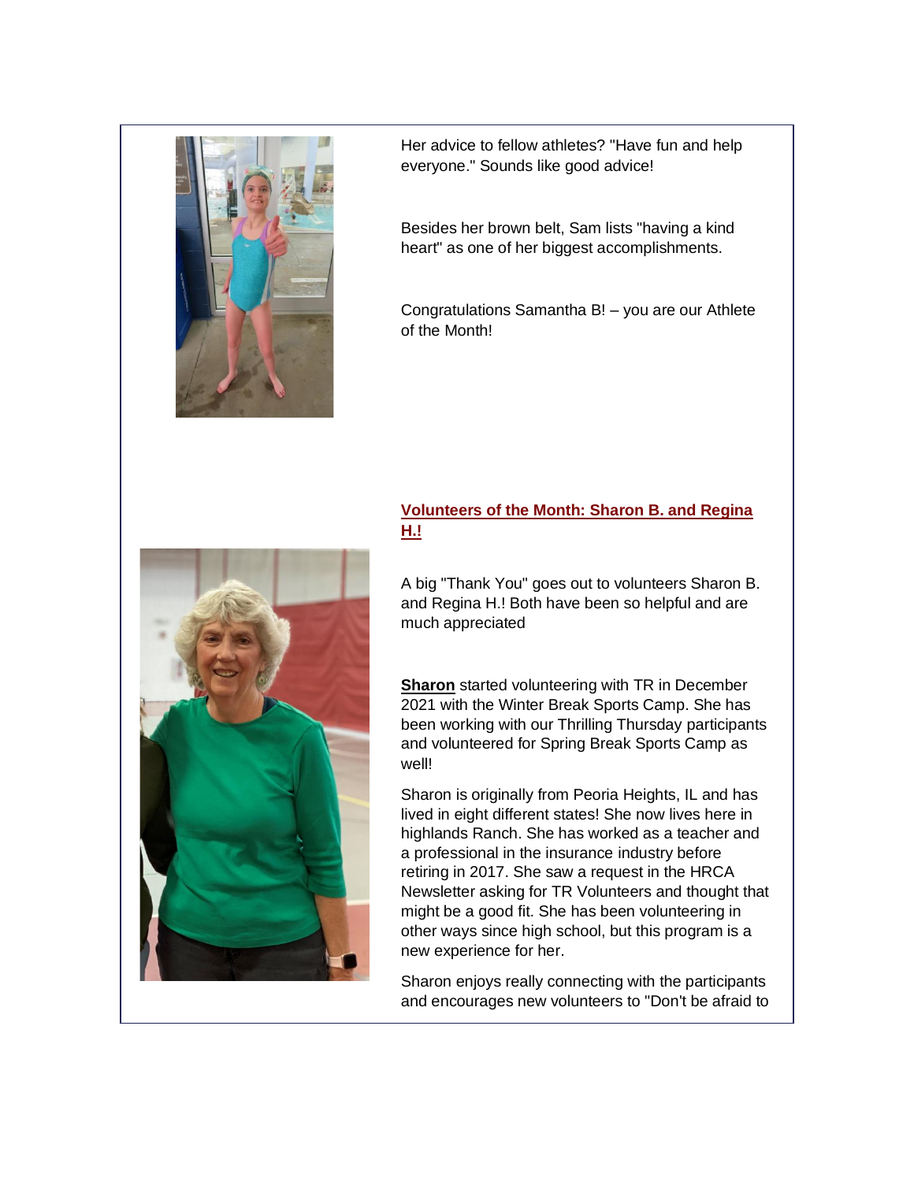Her advice to fellow athletes? "Have fun and help everyone." Sounds like good advice!

Besides her brown belt, Sam lists "having a kind heart" as one of her biggest accomplishments.

Congratulations Samantha B! – you are our Athlete of the Month!

## Volunteers of the Month: Sharon B. and Regina H.!

A big "Thank You" goes out to volunteers Sharon B. and Regina H.! Both have been so helpful and are much appreciated

**Sharon** started volunteering with TR in December 2021 with the Winter Break Sports Camp. She has been working with our Thrilling Thursday participants and volunteered for Spring Break Sports Camp as well!

Sharon is originally from Peoria Heights, IL and has lived in eight different states! She now lives here in highlands Ranch. She has worked as a teacher and a professional in the insurance industry before retiring in 2017. She saw a request in the HRCA Newsletter asking for TR Volunteers and thought that might be a good fit. She has been volunteering in other ways since high school, but this program is a new experience for her.

Sharon enjoys really connecting with the participants and encourages new volunteers to "Don't be afraid to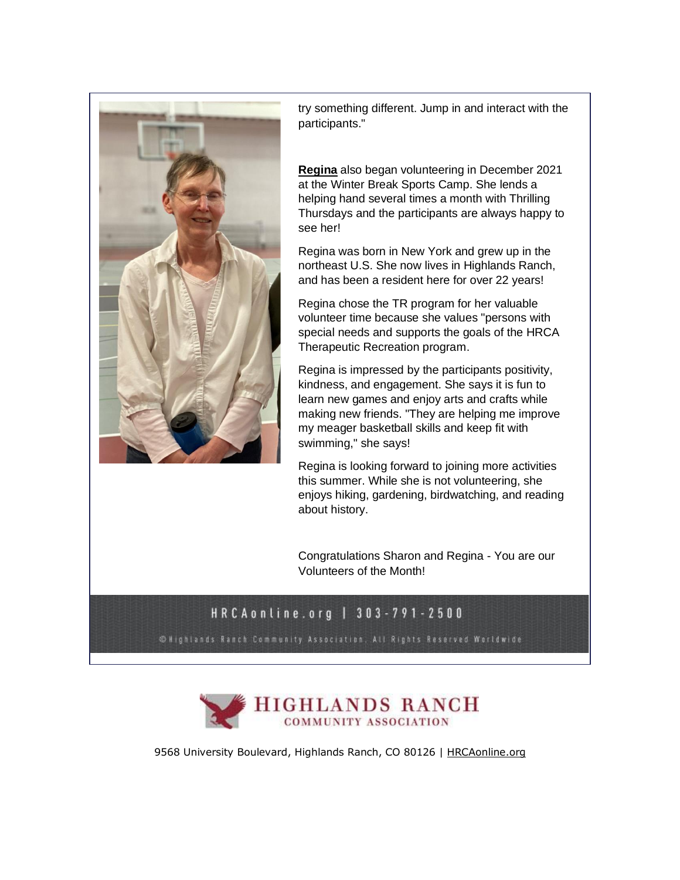try something different. Jump in and interact with the participants."

**Regina** also began volunteering in December 2021 at the Winter Break Sports Camp. She lends a helping hand several times a month with Thrilling Thursdays and the participants are always happy to see her!

Regina was born in New York and grew up in the northeast U.S. She now lives in Highlands Ranch, and has been a resident here for over 22 years!

Regina chose the TR program for her valuable volunteer time because she values "persons with special needs and supports the goals of the HRCA Therapeutic Recreation program.

Regina is impressed by the participants positivity, kindness, and engagement. She says it is fun to learn new games and enjoy arts and crafts while making new friends. "They are helping me improve my meager basketball skills and keep fit with swimming," she says!

Regina is looking forward to joining more activities this summer. While she is not volunteering, she enjoys hiking, gardening, birdwatching, and reading about history.

Congratulations Sharon and Regina - You are our Volunteers of the Month!

HRCAonline.org | 303-791-2500

© Highlands Ranch Community Association. All Rights Reserved Worldwide

HIGHLANDS RANCH COMMUNITY ASSOCIATION

9568 University Boulevard, Highlands Ranch, CO 80126 | HRCAonline.org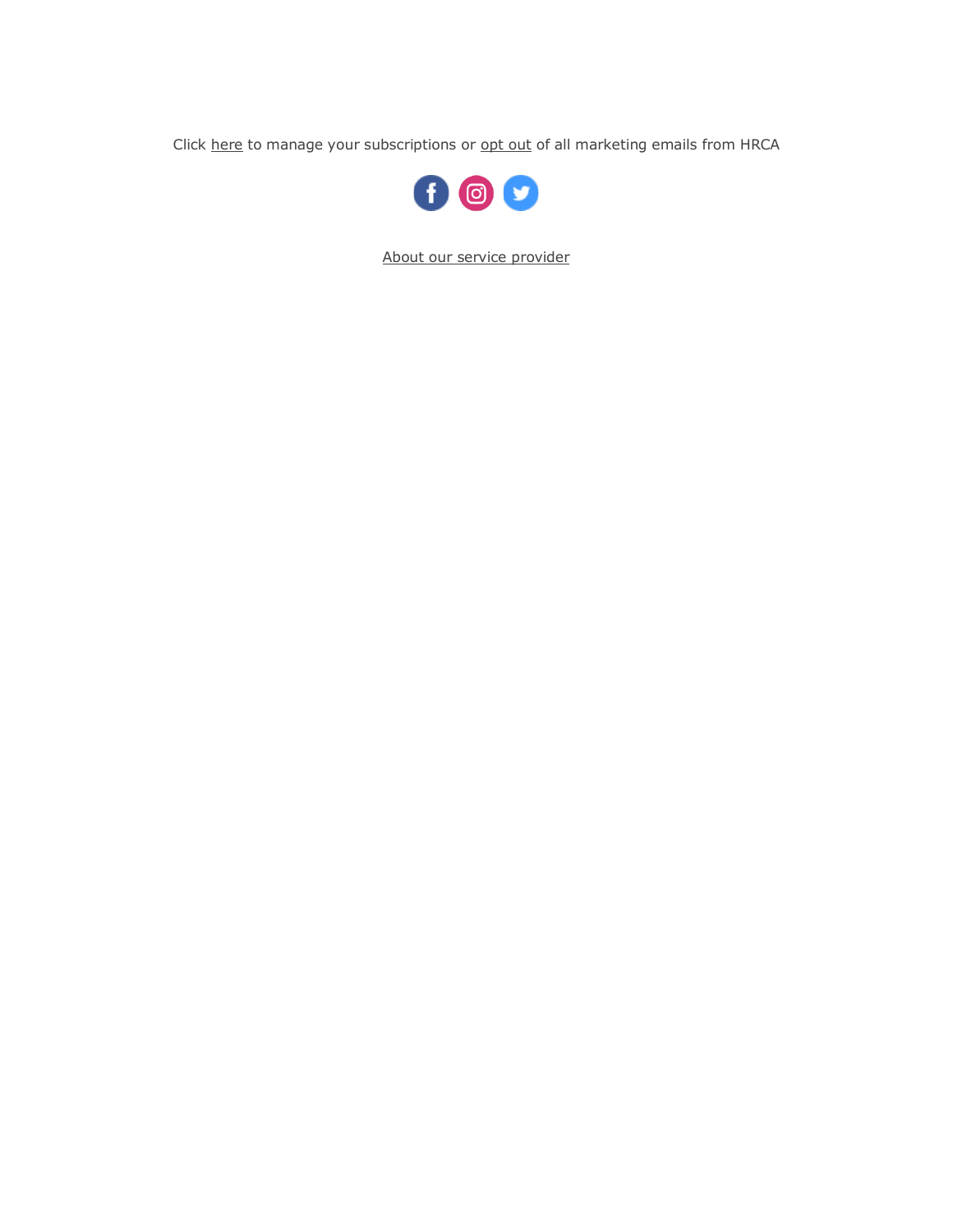Click here to manage your subscriptions or opt out of all marketing emails from HRCA

About our service provider